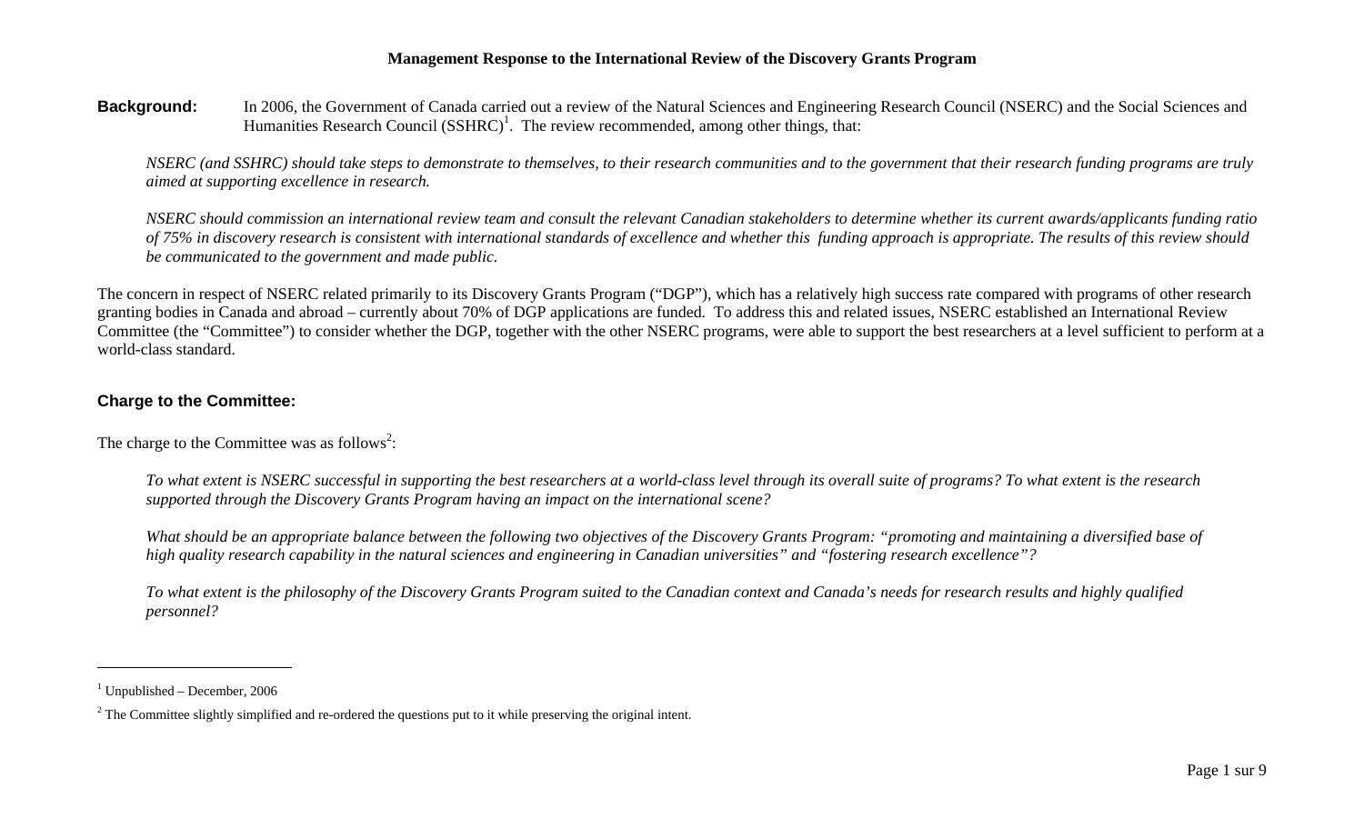# Management Response to the International Review of the Discovery Grants Program

**Background:** In 2006, the Government of Canada carried out a review of the Natural Sciences and Engineering Research Council (NSERC) and the Social Sciences and Humanities Research Council (SSHRC)[1]. The review recommended, among other things, that:

*NSERC (and SSHRC) should take steps to demonstrate to themselves, to their research communities and to the government that their research funding programs are truly aimed at supporting excellence in research.*

*NSERC should commission an international review team and consult the relevant Canadian stakeholders to determine whether its current awards/applicants funding ratio of 75% in discovery research is consistent with international standards of excellence and whether this funding approach is appropriate. The results of this review should be communicated to the government and made public.*

The concern in respect of NSERC related primarily to its Discovery Grants Program ("DGP"), which has a relatively high success rate compared with programs of other research granting bodies in Canada and abroad – currently about 70% of DGP applications are funded. To address this and related issues, NSERC established an International Review Committee (the "Committee") to consider whether the DGP, together with the other NSERC programs, were able to support the best researchers at a level sufficient to perform at a world-class standard.

## Charge to the Committee:

The charge to the Committee was as follows[2]:

*To what extent is NSERC successful in supporting the best researchers at a world-class level through its overall suite of programs? To what extent is the research supported through the Discovery Grants Program having an impact on the international scene?*

*What should be an appropriate balance between the following two objectives of the Discovery Grants Program: "promoting and maintaining a diversified base of high quality research capability in the natural sciences and engineering in Canadian universities" and "fostering research excellence"?*

*To what extent is the philosophy of the Discovery Grants Program suited to the Canadian context and Canada's needs for research results and highly qualified personnel?*

---

[1] Unpublished – December, 2006

[2] The Committee slightly simplified and re-ordered the questions put to it while preserving the original intent.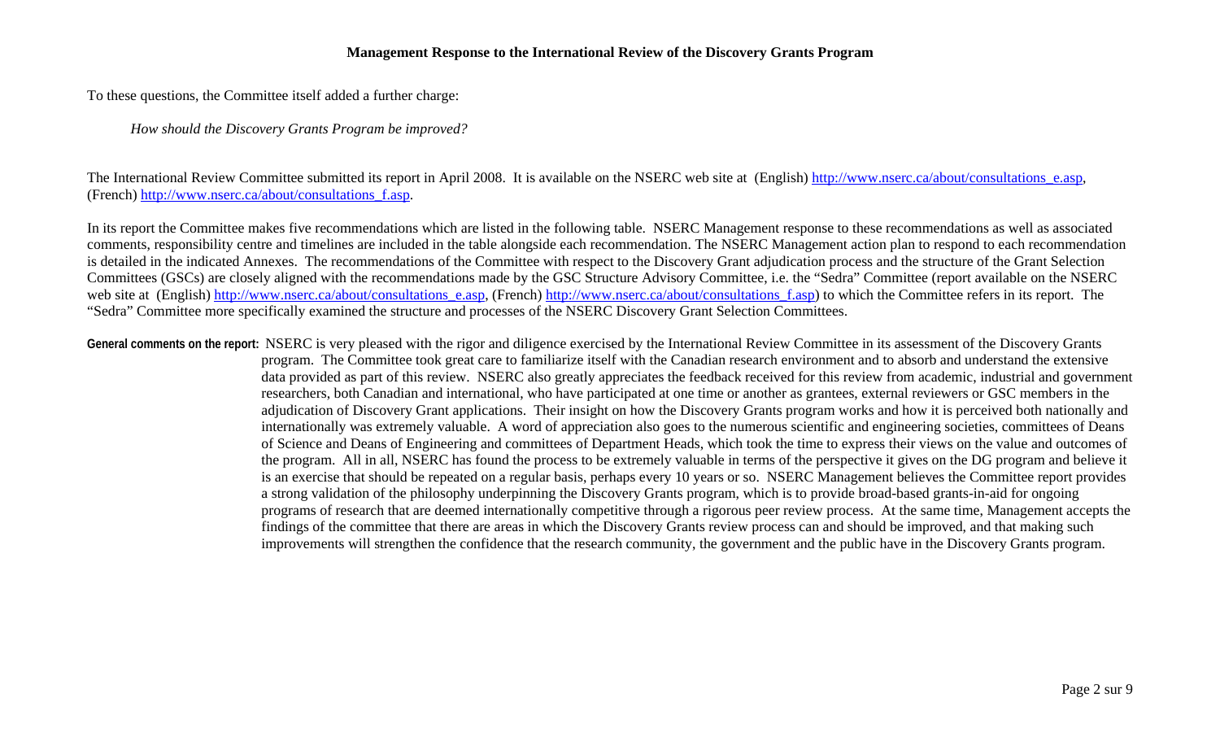To these questions, the Committee itself added a further charge:

*How should the Discovery Grants Program be improved?*

The International Review Committee submitted its report in April 2008. It is available on the NSERC web site at (English) http://www.nserc.ca/about/consultations_e.asp, (French) http://www.nserc.ca/about/consultations_f.asp.

In its report the Committee makes five recommendations which are listed in the following table. NSERC Management response to these recommendations as well as associated comments, responsibility centre and timelines are included in the table alongside each recommendation. The NSERC Management action plan to respond to each recommendation is detailed in the indicated Annexes. The recommendations of the Committee with respect to the Discovery Grant adjudication process and the structure of the Grant Selection Committees (GSCs) are closely aligned with the recommendations made by the GSC Structure Advisory Committee, i.e. the "Sedra" Committee (report available on the NSERC web site at (English) http://www.nserc.ca/about/consultations_e.asp, (French) http://www.nserc.ca/about/consultations_f.asp) to which the Committee refers in its report. The "Sedra" Committee more specifically examined the structure and processes of the NSERC Discovery Grant Selection Committees.

**General comments on the report:** NSERC is very pleased with the rigor and diligence exercised by the International Review Committee in its assessment of the Discovery Grants program. The Committee took great care to familiarize itself with the Canadian research environment and to absorb and understand the extensive data provided as part of this review. NSERC also greatly appreciates the feedback received for this review from academic, industrial and government researchers, both Canadian and international, who have participated at one time or another as grantees, external reviewers or GSC members in the adjudication of Discovery Grant applications. Their insight on how the Discovery Grants program works and how it is perceived both nationally and internationally was extremely valuable. A word of appreciation also goes to the numerous scientific and engineering societies, committees of Deans of Science and Deans of Engineering and committees of Department Heads, which took the time to express their views on the value and outcomes of the program. All in all, NSERC has found the process to be extremely valuable in terms of the perspective it gives on the DG program and believe it is an exercise that should be repeated on a regular basis, perhaps every 10 years or so. NSERC Management believes the Committee report provides a strong validation of the philosophy underpinning the Discovery Grants program, which is to provide broad-based grants-in-aid for ongoing programs of research that are deemed internationally competitive through a rigorous peer review process. At the same time, Management accepts the findings of the committee that there are areas in which the Discovery Grants review process can and should be improved, and that making such improvements will strengthen the confidence that the research community, the government and the public have in the Discovery Grants program.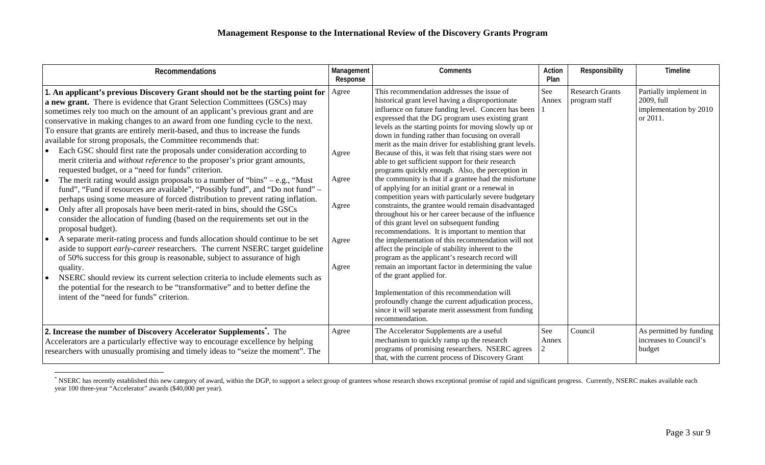## Management Response to the International Review of the Discovery Grants Program

| Recommendations | Management Response | Comments | Action Plan | Responsibility | Timeline |
|---|---|---|---|---|---|
| **1. An applicant's previous Discovery Grant should not be the starting point for a new grant.** There is evidence that Grant Selection Committees (GSCs) may sometimes rely too much on the amount of an applicant's previous grant and are conservative in making changes to an award from one funding cycle to the next. To ensure that grants are entirely merit-based, and thus to increase the funds available for strong proposals, the Committee recommends that:<br>• Each GSC should first rate the proposals under consideration according to merit criteria and *without reference* to the proposer's prior grant amounts, requested budget, or a "need for funds" criterion.<br>• The merit rating would assign proposals to a number of "bins" – e.g., "Must fund", "Fund if resources are available", "Possibly fund", and "Do not fund" – perhaps using some measure of forced distribution to prevent rating inflation.<br>• Only after all proposals have been merit-rated in bins, should the GSCs consider the allocation of funding (based on the requirements set out in the proposal budget).<br>• A separate merit-rating process and funds allocation should continue to be set aside to support *early-career* researchers. The current NSERC target guideline of 50% success for this group is reasonable, subject to assurance of high quality.<br>• NSERC should review its current selection criteria to include elements such as the potential for the research to be "transformative" and to better define the intent of the "need for funds" criterion. | Agree<br><br>Agree<br><br>Agree<br><br>Agree<br><br>Agree<br><br>Agree | This recommendation addresses the issue of historical grant level having a disproportionate influence on future funding level. Concern has been expressed that the DG program uses existing grant levels as the starting points for moving slowly up or down in funding rather than focusing on overall merit as the main driver for establishing grant levels. Because of this, it was felt that rising stars were not able to get sufficient support for their research programs quickly enough. Also, the perception in the community is that if a grantee had the misfortune of applying for an initial grant or a renewal in competition years with particularly severe budgetary constraints, the grantee would remain disadvantaged throughout his or her career because of the influence of this grant level on subsequent funding recommendations. It is important to mention that the implementation of this recommendation will not affect the principle of stability inherent to the program as the applicant's research record will remain an important factor in determining the value of the grant applied for.<br><br>Implementation of this recommendation will profoundly change the current adjudication process, since it will separate merit assessment from funding recommendation. | See Annex 1 | Research Grants program staff | Partially implement in 2009, full implementation by 2010 or 2011. |
| **2. Increase the number of Discovery Accelerator Supplements*.** The Accelerators are a particularly effective way to encourage excellence by helping researchers with unusually promising and timely ideas to "seize the moment". The | Agree | The Accelerator Supplements are a useful mechanism to quickly ramp up the research programs of promising researchers. NSERC agrees that, with the current process of Discovery Grant | See Annex 2 | Council | As permitted by funding increases to Council's budget |

\* NSERC has recently established this new category of award, within the DGP, to support a select group of grantees whose research shows exceptional promise of rapid and significant progress. Currently, NSERC makes available each year 100 three-year "Accelerator" awards ($40,000 per year).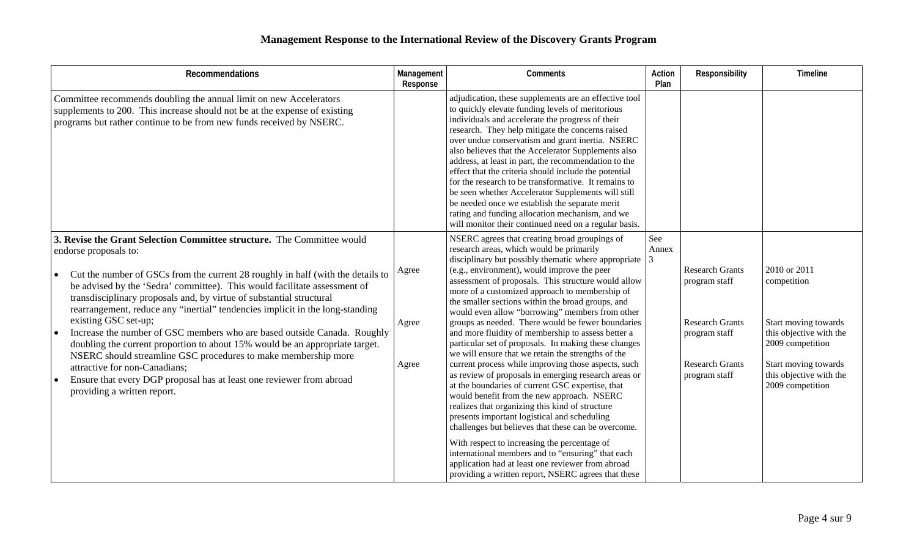# Management Response to the International Review of the Discovery Grants Program

| Recommendations | Management Response | Comments | Action Plan | Responsibility | Timeline |
|---|---|---|---|---|---|
| Committee recommends doubling the annual limit on new Accelerators supplements to 200. This increase should not be at the expense of existing programs but rather continue to be from new funds received by NSERC. | | adjudication, these supplements are an effective tool to quickly elevate funding levels of meritorious individuals and accelerate the progress of their research. They help mitigate the concerns raised over undue conservatism and grant inertia. NSERC also believes that the Accelerator Supplements also address, at least in part, the recommendation to the effect that the criteria should include the potential for the research to be transformative. It remains to be seen whether Accelerator Supplements will still be needed once we establish the separate merit rating and funding allocation mechanism, and we will monitor their continued need on a regular basis. | | | |
| **3. Revise the Grant Selection Committee structure.** The Committee would endorse proposals to:<br>• Cut the number of GSCs from the current 28 roughly in half (with the details to be advised by the 'Sedra' committee). This would facilitate assessment of transdisciplinary proposals and, by virtue of substantial structural rearrangement, reduce any "inertial" tendencies implicit in the long-standing existing GSC set-up;<br>• Increase the number of GSC members who are based outside Canada. Roughly doubling the current proportion to about 15% would be an appropriate target. NSERC should streamline GSC procedures to make membership more attractive for non-Canadians;<br>• Ensure that every DGP proposal has at least one reviewer from abroad providing a written report. | Agree<br><br>Agree<br><br>Agree | NSERC agrees that creating broad groupings of research areas, which would be primarily disciplinary but possibly thematic where appropriate (e.g., environment), would improve the peer assessment of proposals. This structure would allow more of a customized approach to membership of the smaller sections within the broad groups, and would even allow "borrowing" members from other groups as needed. There would be fewer boundaries and more fluidity of membership to assess better a particular set of proposals. In making these changes we will ensure that we retain the strengths of the current process while improving those aspects, such as review of proposals in emerging research areas or at the boundaries of current GSC expertise, that would benefit from the new approach. NSERC realizes that organizing this kind of structure presents important logistical and scheduling challenges but believes that these can be overcome.<br><br>With respect to increasing the percentage of international members and to "ensuring" that each application had at least one reviewer from abroad providing a written report, NSERC agrees that these | See Annex 3 | Research Grants program staff<br><br>Research Grants program staff<br><br>Research Grants program staff | 2010 or 2011 competition<br><br>Start moving towards this objective with the 2009 competition<br><br>Start moving towards this objective with the 2009 competition |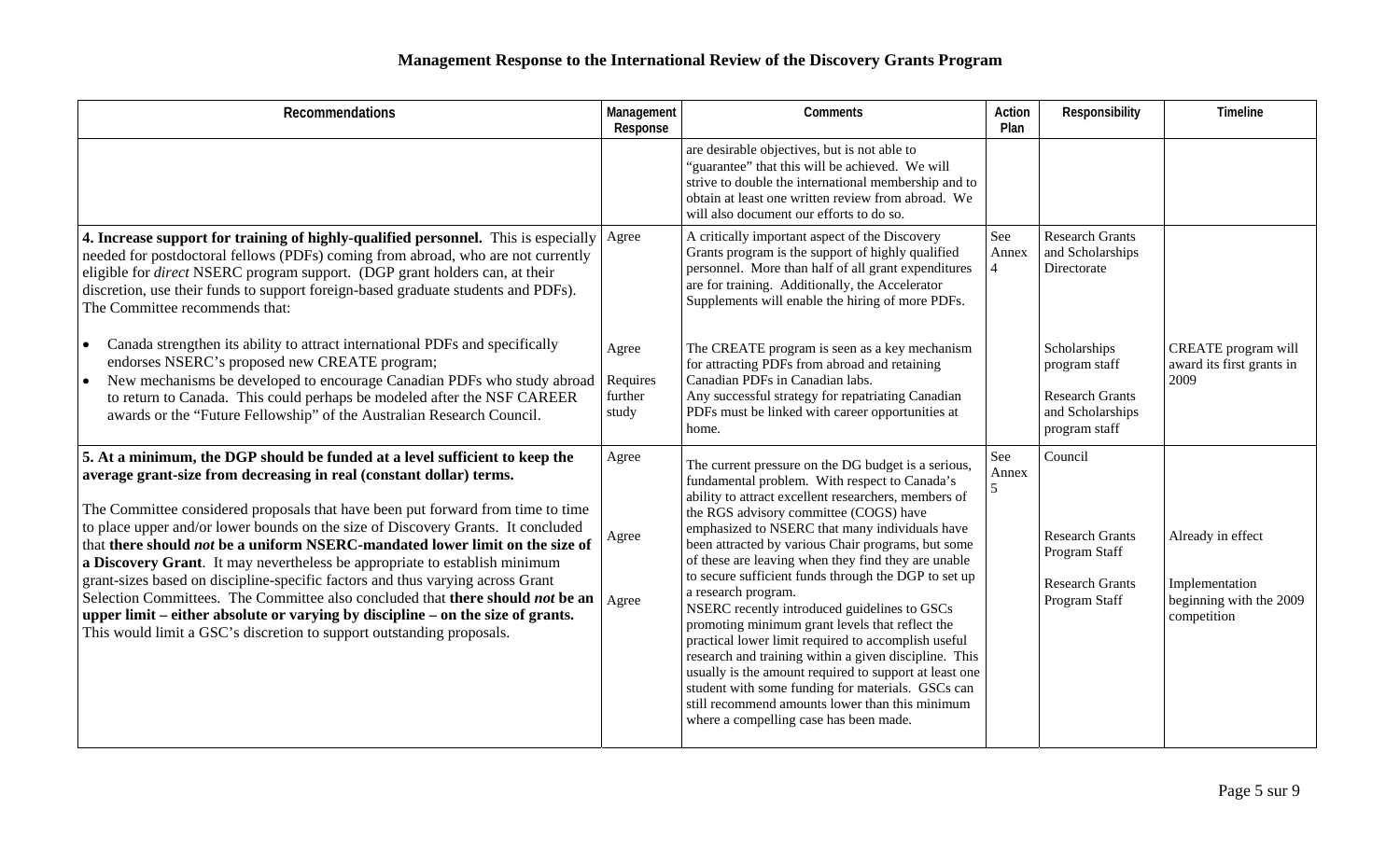# Management Response to the International Review of the Discovery Grants Program

| Recommendations | Management Response | Comments | Action Plan | Responsibility | Timeline |
|---|---|---|---|---|---|
| | | are desirable objectives, but is not able to "guarantee" that this will be achieved. We will strive to double the international membership and to obtain at least one written review from abroad. We will also document our efforts to do so. | | | |
| **4. Increase support for training of highly-qualified personnel.** This is especially needed for postdoctoral fellows (PDFs) coming from abroad, who are not currently eligible for *direct* NSERC program support. (DGP grant holders can, at their discretion, use their funds to support foreign-based graduate students and PDFs). The Committee recommends that: | Agree | A critically important aspect of the Discovery Grants program is the support of highly qualified personnel. More than half of all grant expenditures are for training. Additionally, the Accelerator Supplements will enable the hiring of more PDFs. | See Annex 4 | Research Grants and Scholarships Directorate | |
| • Canada strengthen its ability to attract international PDFs and specifically endorses NSERC's proposed new CREATE program; | Agree | The CREATE program is seen as a key mechanism for attracting PDFs from abroad and retaining Canadian PDFs in Canadian labs. | | Scholarships program staff | CREATE program will award its first grants in 2009 |
| • New mechanisms be developed to encourage Canadian PDFs who study abroad to return to Canada. This could perhaps be modeled after the NSF CAREER awards or the "Future Fellowship" of the Australian Research Council. | Requires further study | Any successful strategy for repatriating Canadian PDFs must be linked with career opportunities at home. | | Research Grants and Scholarships program staff | |
| **5. At a minimum, the DGP should be funded at a level sufficient to keep the average grant-size from decreasing in real (constant dollar) terms.** | Agree | The current pressure on the DG budget is a serious, fundamental problem. With respect to Canada's ability to attract excellent researchers, members of the RGS advisory committee (COGS) have emphasized to NSERC that many individuals have been attracted by various Chair programs, but some of these are leaving when they find they are unable to secure sufficient funds through the DGP to set up a research program. | See Annex 5 | Council | |
| The Committee considered proposals that have been put forward from time to time to place upper and/or lower bounds on the size of Discovery Grants. It concluded that **there should *not* be a uniform NSERC-mandated lower limit on the size of a Discovery Grant**. It may nevertheless be appropriate to establish minimum grant-sizes based on discipline-specific factors and thus varying across Grant Selection Committees. | Agree | NSERC recently introduced guidelines to GSCs promoting minimum grant levels that reflect the practical lower limit required to accomplish useful research and training within a given discipline. This usually is the amount required to support at least one student with some funding for materials. GSCs can still recommend amounts lower than this minimum where a compelling case has been made. | | Research Grants Program Staff | Already in effect |
| The Committee also concluded that **there should *not* be an upper limit – either absolute or varying by discipline – on the size of grants.** This would limit a GSC's discretion to support outstanding proposals. | Agree | | | Research Grants Program Staff | Implementation beginning with the 2009 competition |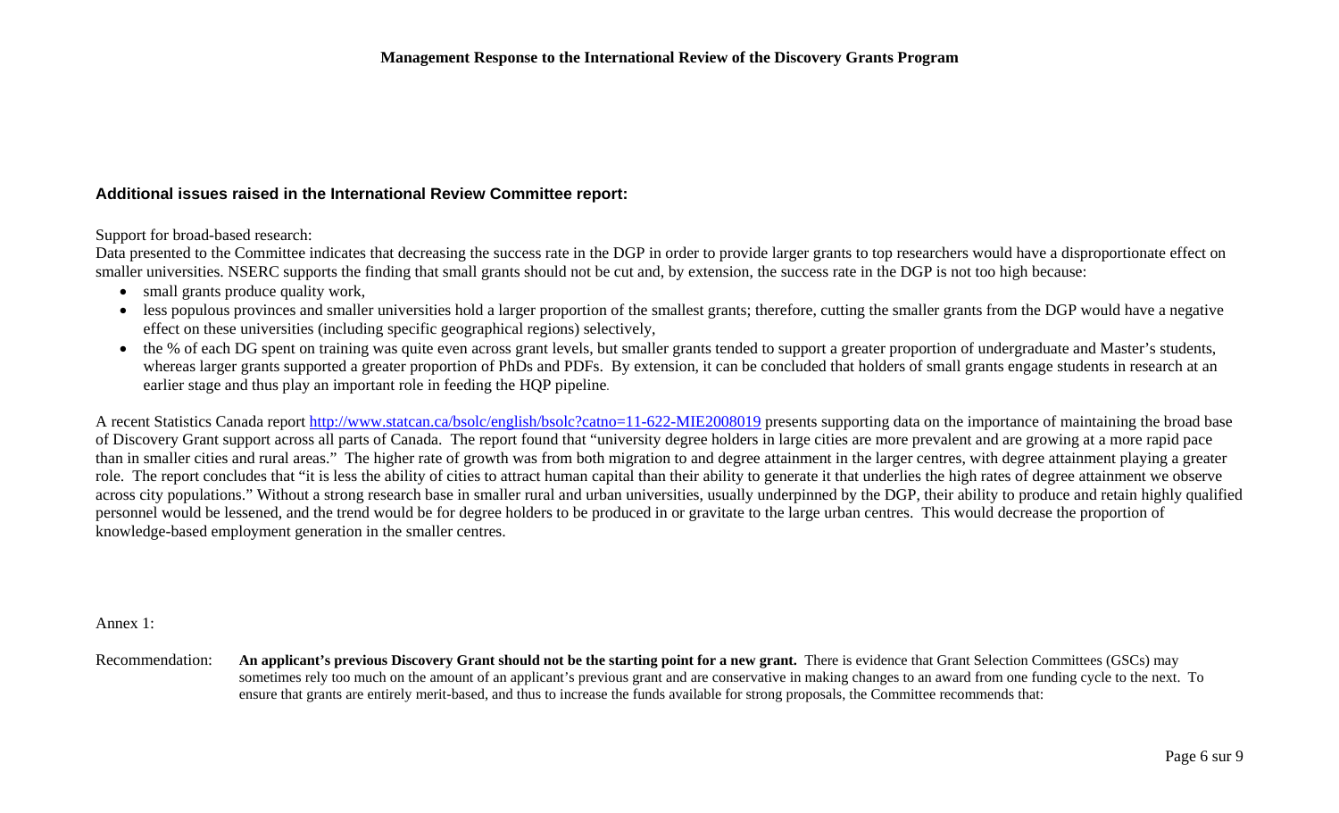### Additional issues raised in the International Review Committee report:

Support for broad-based research:

Data presented to the Committee indicates that decreasing the success rate in the DGP in order to provide larger grants to top researchers would have a disproportionate effect on smaller universities. NSERC supports the finding that small grants should not be cut and, by extension, the success rate in the DGP is not too high because:

- small grants produce quality work,
- less populous provinces and smaller universities hold a larger proportion of the smallest grants; therefore, cutting the smaller grants from the DGP would have a negative effect on these universities (including specific geographical regions) selectively,
- the % of each DG spent on training was quite even across grant levels, but smaller grants tended to support a greater proportion of undergraduate and Master's students, whereas larger grants supported a greater proportion of PhDs and PDFs. By extension, it can be concluded that holders of small grants engage students in research at an earlier stage and thus play an important role in feeding the HQP pipeline.

A recent Statistics Canada report http://www.statcan.ca/bsolc/english/bsolc?catno=11-622-MIE2008019 presents supporting data on the importance of maintaining the broad base of Discovery Grant support across all parts of Canada. The report found that "university degree holders in large cities are more prevalent and are growing at a more rapid pace than in smaller cities and rural areas." The higher rate of growth was from both migration to and degree attainment in the larger centres, with degree attainment playing a greater role. The report concludes that "it is less the ability of cities to attract human capital than their ability to generate it that underlies the high rates of degree attainment we observe across city populations." Without a strong research base in smaller rural and urban universities, usually underpinned by the DGP, their ability to produce and retain highly qualified personnel would be lessened, and the trend would be for degree holders to be produced in or gravitate to the large urban centres. This would decrease the proportion of knowledge-based employment generation in the smaller centres.

Annex 1:

Recommendation: **An applicant's previous Discovery Grant should not be the starting point for a new grant.** There is evidence that Grant Selection Committees (GSCs) may sometimes rely too much on the amount of an applicant's previous grant and are conservative in making changes to an award from one funding cycle to the next. To ensure that grants are entirely merit-based, and thus to increase the funds available for strong proposals, the Committee recommends that: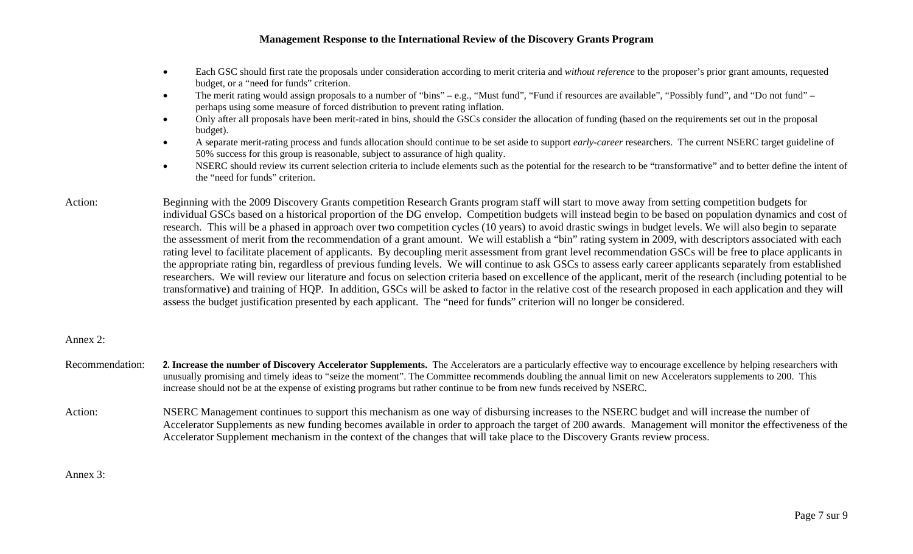- Each GSC should first rate the proposals under consideration according to merit criteria and *without reference* to the proposer's prior grant amounts, requested budget, or a "need for funds" criterion.
- The merit rating would assign proposals to a number of "bins" – e.g., "Must fund", "Fund if resources are available", "Possibly fund", and "Do not fund" – perhaps using some measure of forced distribution to prevent rating inflation.
- Only after all proposals have been merit-rated in bins, should the GSCs consider the allocation of funding (based on the requirements set out in the proposal budget).
- A separate merit-rating process and funds allocation should continue to be set aside to support *early-career* researchers. The current NSERC target guideline of 50% success for this group is reasonable, subject to assurance of high quality.
- NSERC should review its current selection criteria to include elements such as the potential for the research to be "transformative" and to better define the intent of the "need for funds" criterion.

Action: Beginning with the 2009 Discovery Grants competition Research Grants program staff will start to move away from setting competition budgets for individual GSCs based on a historical proportion of the DG envelop. Competition budgets will instead begin to be based on population dynamics and cost of research. This will be a phased in approach over two competition cycles (10 years) to avoid drastic swings in budget levels. We will also begin to separate the assessment of merit from the recommendation of a grant amount. We will establish a "bin" rating system in 2009, with descriptors associated with each rating level to facilitate placement of applicants. By decoupling merit assessment from grant level recommendation GSCs will be free to place applicants in the appropriate rating bin, regardless of previous funding levels. We will continue to ask GSCs to assess early career applicants separately from established researchers. We will review our literature and focus on selection criteria based on excellence of the applicant, merit of the research (including potential to be transformative) and training of HQP. In addition, GSCs will be asked to factor in the relative cost of the research proposed in each application and they will assess the budget justification presented by each applicant. The "need for funds" criterion will no longer be considered.

Annex 2:

Recommendation: **2. Increase the number of Discovery Accelerator Supplements.** The Accelerators are a particularly effective way to encourage excellence by helping researchers with unusually promising and timely ideas to "seize the moment". The Committee recommends doubling the annual limit on new Accelerators supplements to 200. This increase should not be at the expense of existing programs but rather continue to be from new funds received by NSERC.

Action: NSERC Management continues to support this mechanism as one way of disbursing increases to the NSERC budget and will increase the number of Accelerator Supplements as new funding becomes available in order to approach the target of 200 awards. Management will monitor the effectiveness of the Accelerator Supplement mechanism in the context of the changes that will take place to the Discovery Grants review process.

Annex 3: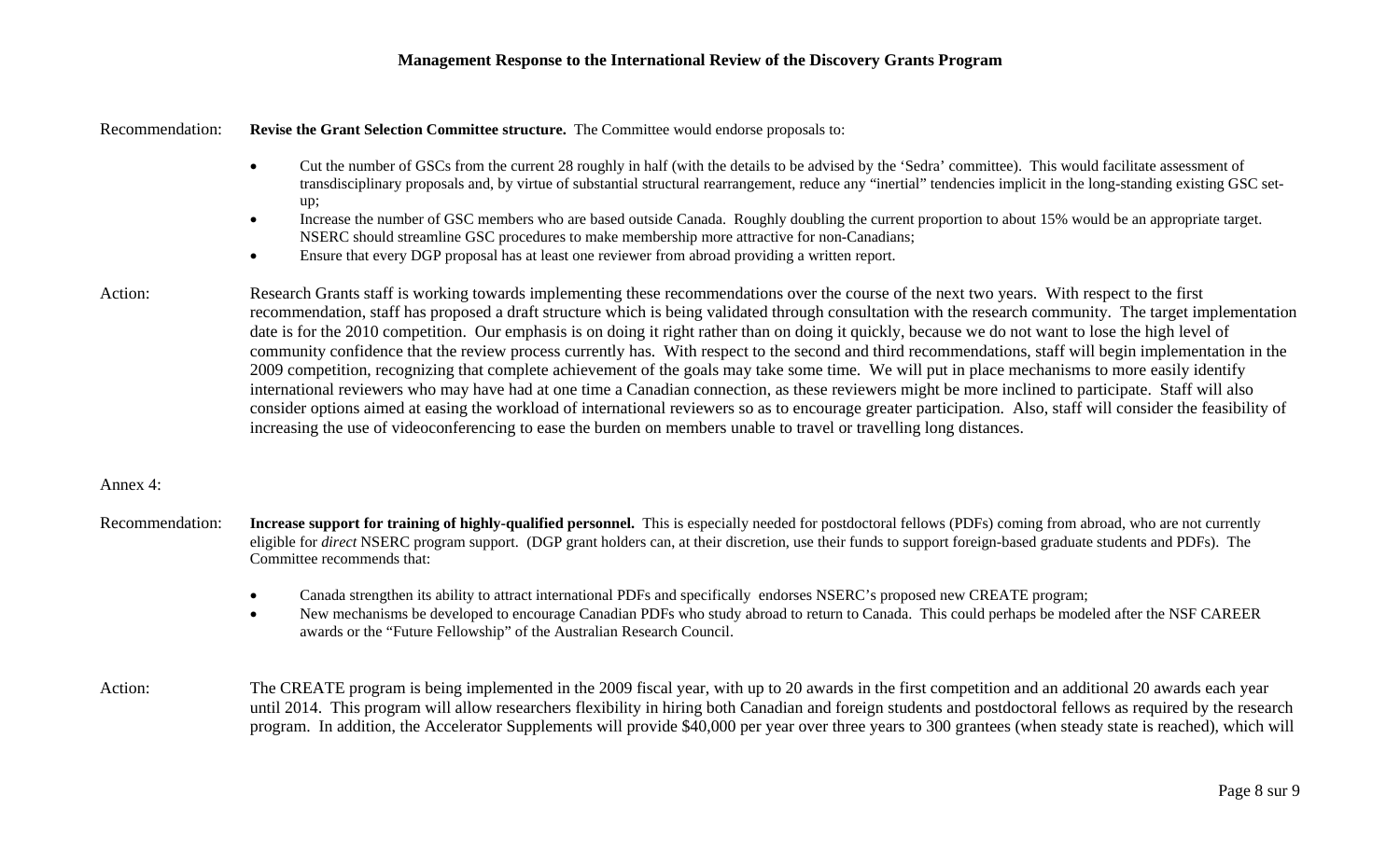**Management Response to the International Review of the Discovery Grants Program**

Recommendation: **Revise the Grant Selection Committee structure.** The Committee would endorse proposals to:

- Cut the number of GSCs from the current 28 roughly in half (with the details to be advised by the 'Sedra' committee). This would facilitate assessment of transdisciplinary proposals and, by virtue of substantial structural rearrangement, reduce any "inertial" tendencies implicit in the long-standing existing GSC set-up;
- Increase the number of GSC members who are based outside Canada. Roughly doubling the current proportion to about 15% would be an appropriate target. NSERC should streamline GSC procedures to make membership more attractive for non-Canadians;
- Ensure that every DGP proposal has at least one reviewer from abroad providing a written report.

Action: Research Grants staff is working towards implementing these recommendations over the course of the next two years. With respect to the first recommendation, staff has proposed a draft structure which is being validated through consultation with the research community. The target implementation date is for the 2010 competition. Our emphasis is on doing it right rather than on doing it quickly, because we do not want to lose the high level of community confidence that the review process currently has. With respect to the second and third recommendations, staff will begin implementation in the 2009 competition, recognizing that complete achievement of the goals may take some time. We will put in place mechanisms to more easily identify international reviewers who may have had at one time a Canadian connection, as these reviewers might be more inclined to participate. Staff will also consider options aimed at easing the workload of international reviewers so as to encourage greater participation. Also, staff will consider the feasibility of increasing the use of videoconferencing to ease the burden on members unable to travel or travelling long distances.

Annex 4:

Recommendation: **Increase support for training of highly-qualified personnel.** This is especially needed for postdoctoral fellows (PDFs) coming from abroad, who are not currently eligible for *direct* NSERC program support. (DGP grant holders can, at their discretion, use their funds to support foreign-based graduate students and PDFs). The Committee recommends that:

- Canada strengthen its ability to attract international PDFs and specifically endorses NSERC's proposed new CREATE program;
- New mechanisms be developed to encourage Canadian PDFs who study abroad to return to Canada. This could perhaps be modeled after the NSF CAREER awards or the "Future Fellowship" of the Australian Research Council.

Action: The CREATE program is being implemented in the 2009 fiscal year, with up to 20 awards in the first competition and an additional 20 awards each year until 2014. This program will allow researchers flexibility in hiring both Canadian and foreign students and postdoctoral fellows as required by the research program. In addition, the Accelerator Supplements will provide $40,000 per year over three years to 300 grantees (when steady state is reached), which will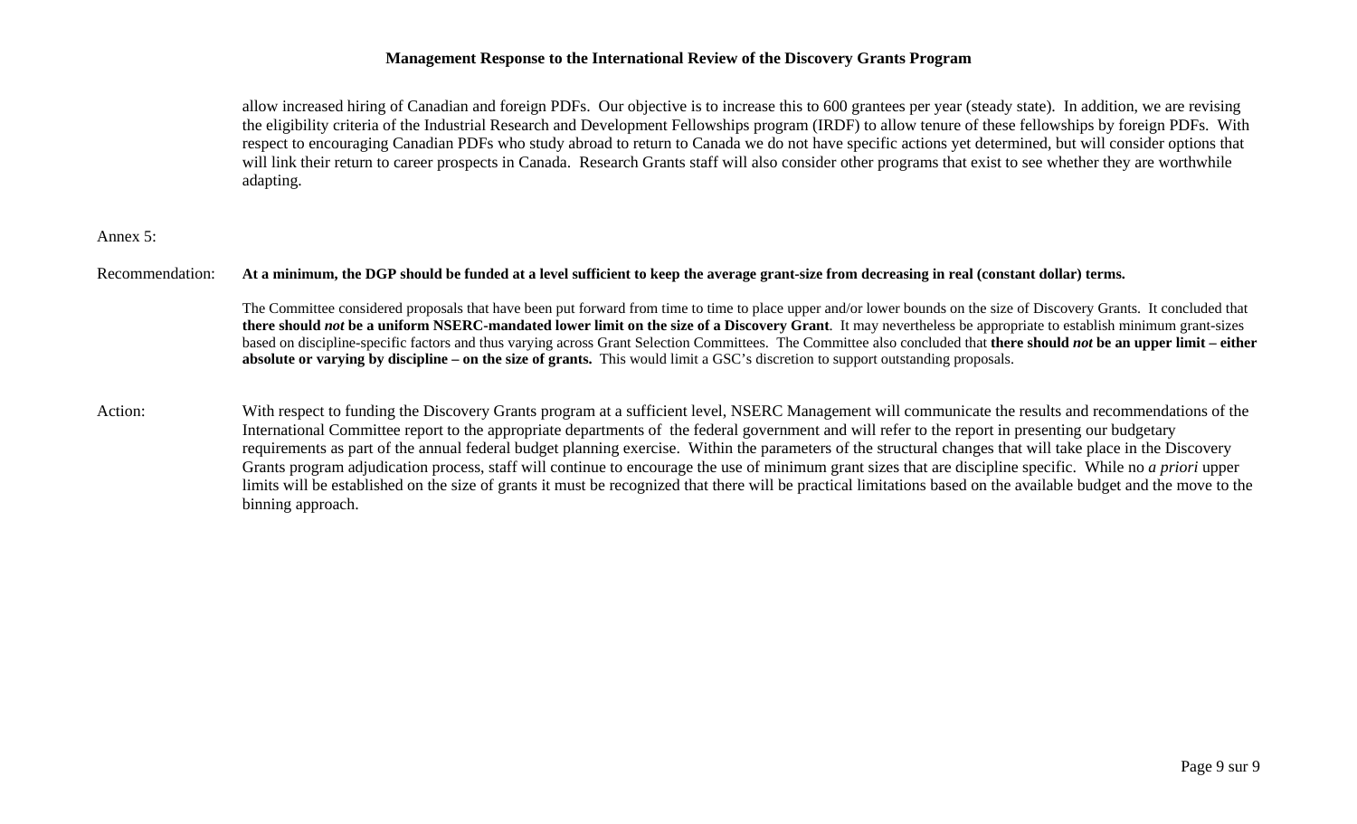allow increased hiring of Canadian and foreign PDFs. Our objective is to increase this to 600 grantees per year (steady state). In addition, we are revising the eligibility criteria of the Industrial Research and Development Fellowships program (IRDF) to allow tenure of these fellowships by foreign PDFs. With respect to encouraging Canadian PDFs who study abroad to return to Canada we do not have specific actions yet determined, but will consider options that will link their return to career prospects in Canada. Research Grants staff will also consider other programs that exist to see whether they are worthwhile adapting.

Annex 5:

Recommendation: **At a minimum, the DGP should be funded at a level sufficient to keep the average grant-size from decreasing in real (constant dollar) terms.**

The Committee considered proposals that have been put forward from time to time to place upper and/or lower bounds on the size of Discovery Grants. It concluded that **there should *not* be a uniform NSERC-mandated lower limit on the size of a Discovery Grant**. It may nevertheless be appropriate to establish minimum grant-sizes based on discipline-specific factors and thus varying across Grant Selection Committees. The Committee also concluded that **there should *not* be an upper limit – either absolute or varying by discipline – on the size of grants.** This would limit a GSC's discretion to support outstanding proposals.

Action: With respect to funding the Discovery Grants program at a sufficient level, NSERC Management will communicate the results and recommendations of the International Committee report to the appropriate departments of the federal government and will refer to the report in presenting our budgetary requirements as part of the annual federal budget planning exercise. Within the parameters of the structural changes that will take place in the Discovery Grants program adjudication process, staff will continue to encourage the use of minimum grant sizes that are discipline specific. While no *a priori* upper limits will be established on the size of grants it must be recognized that there will be practical limitations based on the available budget and the move to the binning approach.